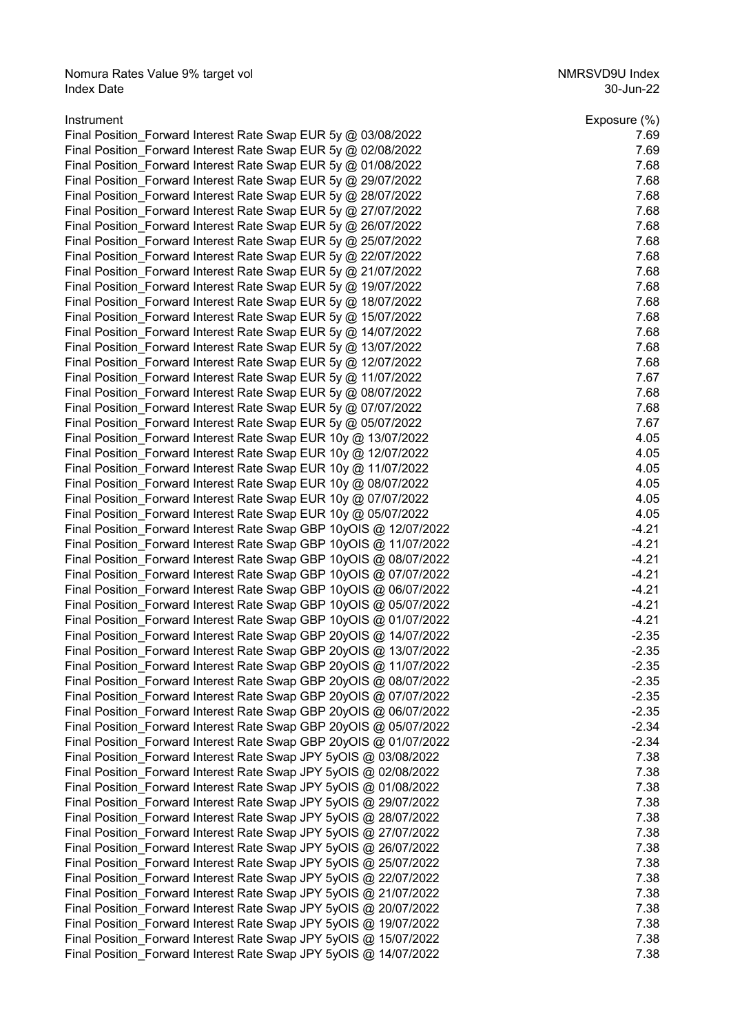Nomura Rates Value 9% target vol | NMRSVD9U Index
Index Date | 30-Jun-22

| Instrument | Exposure (%) |
| --- | --- |
| Final Position_Forward Interest Rate Swap EUR 5y @ 03/08/2022 | 7.69 |
| Final Position_Forward Interest Rate Swap EUR 5y @ 02/08/2022 | 7.69 |
| Final Position_Forward Interest Rate Swap EUR 5y @ 01/08/2022 | 7.68 |
| Final Position_Forward Interest Rate Swap EUR 5y @ 29/07/2022 | 7.68 |
| Final Position_Forward Interest Rate Swap EUR 5y @ 28/07/2022 | 7.68 |
| Final Position_Forward Interest Rate Swap EUR 5y @ 27/07/2022 | 7.68 |
| Final Position_Forward Interest Rate Swap EUR 5y @ 26/07/2022 | 7.68 |
| Final Position_Forward Interest Rate Swap EUR 5y @ 25/07/2022 | 7.68 |
| Final Position_Forward Interest Rate Swap EUR 5y @ 22/07/2022 | 7.68 |
| Final Position_Forward Interest Rate Swap EUR 5y @ 21/07/2022 | 7.68 |
| Final Position_Forward Interest Rate Swap EUR 5y @ 19/07/2022 | 7.68 |
| Final Position_Forward Interest Rate Swap EUR 5y @ 18/07/2022 | 7.68 |
| Final Position_Forward Interest Rate Swap EUR 5y @ 15/07/2022 | 7.68 |
| Final Position_Forward Interest Rate Swap EUR 5y @ 14/07/2022 | 7.68 |
| Final Position_Forward Interest Rate Swap EUR 5y @ 13/07/2022 | 7.68 |
| Final Position_Forward Interest Rate Swap EUR 5y @ 12/07/2022 | 7.68 |
| Final Position_Forward Interest Rate Swap EUR 5y @ 11/07/2022 | 7.67 |
| Final Position_Forward Interest Rate Swap EUR 5y @ 08/07/2022 | 7.68 |
| Final Position_Forward Interest Rate Swap EUR 5y @ 07/07/2022 | 7.68 |
| Final Position_Forward Interest Rate Swap EUR 5y @ 05/07/2022 | 7.67 |
| Final Position_Forward Interest Rate Swap EUR 10y @ 13/07/2022 | 4.05 |
| Final Position_Forward Interest Rate Swap EUR 10y @ 12/07/2022 | 4.05 |
| Final Position_Forward Interest Rate Swap EUR 10y @ 11/07/2022 | 4.05 |
| Final Position_Forward Interest Rate Swap EUR 10y @ 08/07/2022 | 4.05 |
| Final Position_Forward Interest Rate Swap EUR 10y @ 07/07/2022 | 4.05 |
| Final Position_Forward Interest Rate Swap EUR 10y @ 05/07/2022 | 4.05 |
| Final Position_Forward Interest Rate Swap GBP 10yOIS @ 12/07/2022 | -4.21 |
| Final Position_Forward Interest Rate Swap GBP 10yOIS @ 11/07/2022 | -4.21 |
| Final Position_Forward Interest Rate Swap GBP 10yOIS @ 08/07/2022 | -4.21 |
| Final Position_Forward Interest Rate Swap GBP 10yOIS @ 07/07/2022 | -4.21 |
| Final Position_Forward Interest Rate Swap GBP 10yOIS @ 06/07/2022 | -4.21 |
| Final Position_Forward Interest Rate Swap GBP 10yOIS @ 05/07/2022 | -4.21 |
| Final Position_Forward Interest Rate Swap GBP 10yOIS @ 01/07/2022 | -4.21 |
| Final Position_Forward Interest Rate Swap GBP 20yOIS @ 14/07/2022 | -2.35 |
| Final Position_Forward Interest Rate Swap GBP 20yOIS @ 13/07/2022 | -2.35 |
| Final Position_Forward Interest Rate Swap GBP 20yOIS @ 11/07/2022 | -2.35 |
| Final Position_Forward Interest Rate Swap GBP 20yOIS @ 08/07/2022 | -2.35 |
| Final Position_Forward Interest Rate Swap GBP 20yOIS @ 07/07/2022 | -2.35 |
| Final Position_Forward Interest Rate Swap GBP 20yOIS @ 06/07/2022 | -2.35 |
| Final Position_Forward Interest Rate Swap GBP 20yOIS @ 05/07/2022 | -2.34 |
| Final Position_Forward Interest Rate Swap GBP 20yOIS @ 01/07/2022 | -2.34 |
| Final Position_Forward Interest Rate Swap JPY 5yOIS @ 03/08/2022 | 7.38 |
| Final Position_Forward Interest Rate Swap JPY 5yOIS @ 02/08/2022 | 7.38 |
| Final Position_Forward Interest Rate Swap JPY 5yOIS @ 01/08/2022 | 7.38 |
| Final Position_Forward Interest Rate Swap JPY 5yOIS @ 29/07/2022 | 7.38 |
| Final Position_Forward Interest Rate Swap JPY 5yOIS @ 28/07/2022 | 7.38 |
| Final Position_Forward Interest Rate Swap JPY 5yOIS @ 27/07/2022 | 7.38 |
| Final Position_Forward Interest Rate Swap JPY 5yOIS @ 26/07/2022 | 7.38 |
| Final Position_Forward Interest Rate Swap JPY 5yOIS @ 25/07/2022 | 7.38 |
| Final Position_Forward Interest Rate Swap JPY 5yOIS @ 22/07/2022 | 7.38 |
| Final Position_Forward Interest Rate Swap JPY 5yOIS @ 21/07/2022 | 7.38 |
| Final Position_Forward Interest Rate Swap JPY 5yOIS @ 20/07/2022 | 7.38 |
| Final Position_Forward Interest Rate Swap JPY 5yOIS @ 19/07/2022 | 7.38 |
| Final Position_Forward Interest Rate Swap JPY 5yOIS @ 15/07/2022 | 7.38 |
| Final Position_Forward Interest Rate Swap JPY 5yOIS @ 14/07/2022 | 7.38 |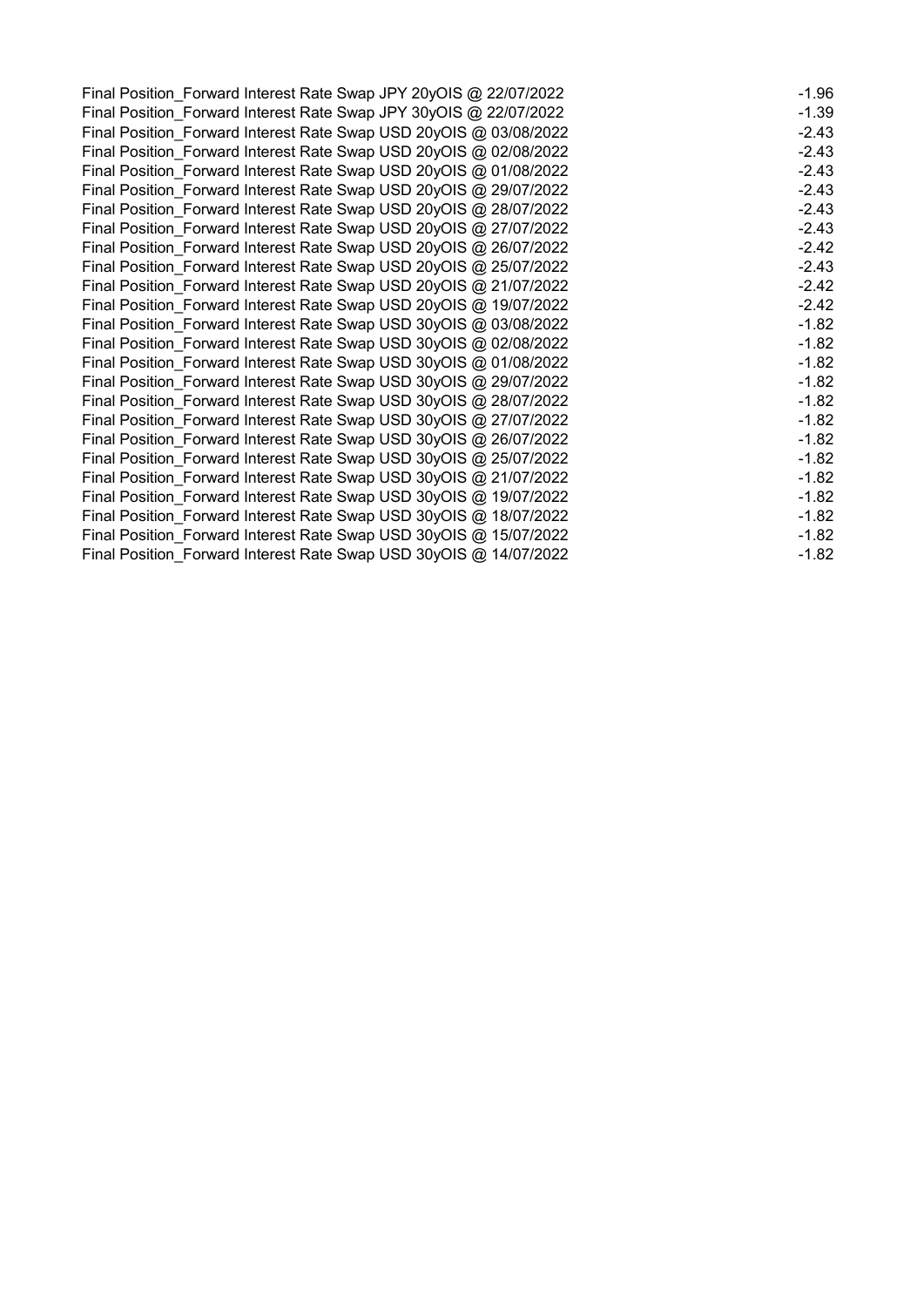| | |
|---|---|
| Final Position_Forward Interest Rate Swap JPY 20yOIS @ 22/07/2022 | -1.96 |
| Final Position_Forward Interest Rate Swap JPY 30yOIS @ 22/07/2022 | -1.39 |
| Final Position_Forward Interest Rate Swap USD 20yOIS @ 03/08/2022 | -2.43 |
| Final Position_Forward Interest Rate Swap USD 20yOIS @ 02/08/2022 | -2.43 |
| Final Position_Forward Interest Rate Swap USD 20yOIS @ 01/08/2022 | -2.43 |
| Final Position_Forward Interest Rate Swap USD 20yOIS @ 29/07/2022 | -2.43 |
| Final Position_Forward Interest Rate Swap USD 20yOIS @ 28/07/2022 | -2.43 |
| Final Position_Forward Interest Rate Swap USD 20yOIS @ 27/07/2022 | -2.43 |
| Final Position_Forward Interest Rate Swap USD 20yOIS @ 26/07/2022 | -2.42 |
| Final Position_Forward Interest Rate Swap USD 20yOIS @ 25/07/2022 | -2.43 |
| Final Position_Forward Interest Rate Swap USD 20yOIS @ 21/07/2022 | -2.42 |
| Final Position_Forward Interest Rate Swap USD 20yOIS @ 19/07/2022 | -2.42 |
| Final Position_Forward Interest Rate Swap USD 30yOIS @ 03/08/2022 | -1.82 |
| Final Position_Forward Interest Rate Swap USD 30yOIS @ 02/08/2022 | -1.82 |
| Final Position_Forward Interest Rate Swap USD 30yOIS @ 01/08/2022 | -1.82 |
| Final Position_Forward Interest Rate Swap USD 30yOIS @ 29/07/2022 | -1.82 |
| Final Position_Forward Interest Rate Swap USD 30yOIS @ 28/07/2022 | -1.82 |
| Final Position_Forward Interest Rate Swap USD 30yOIS @ 27/07/2022 | -1.82 |
| Final Position_Forward Interest Rate Swap USD 30yOIS @ 26/07/2022 | -1.82 |
| Final Position_Forward Interest Rate Swap USD 30yOIS @ 25/07/2022 | -1.82 |
| Final Position_Forward Interest Rate Swap USD 30yOIS @ 21/07/2022 | -1.82 |
| Final Position_Forward Interest Rate Swap USD 30yOIS @ 19/07/2022 | -1.82 |
| Final Position_Forward Interest Rate Swap USD 30yOIS @ 18/07/2022 | -1.82 |
| Final Position_Forward Interest Rate Swap USD 30yOIS @ 15/07/2022 | -1.82 |
| Final Position_Forward Interest Rate Swap USD 30yOIS @ 14/07/2022 | -1.82 |